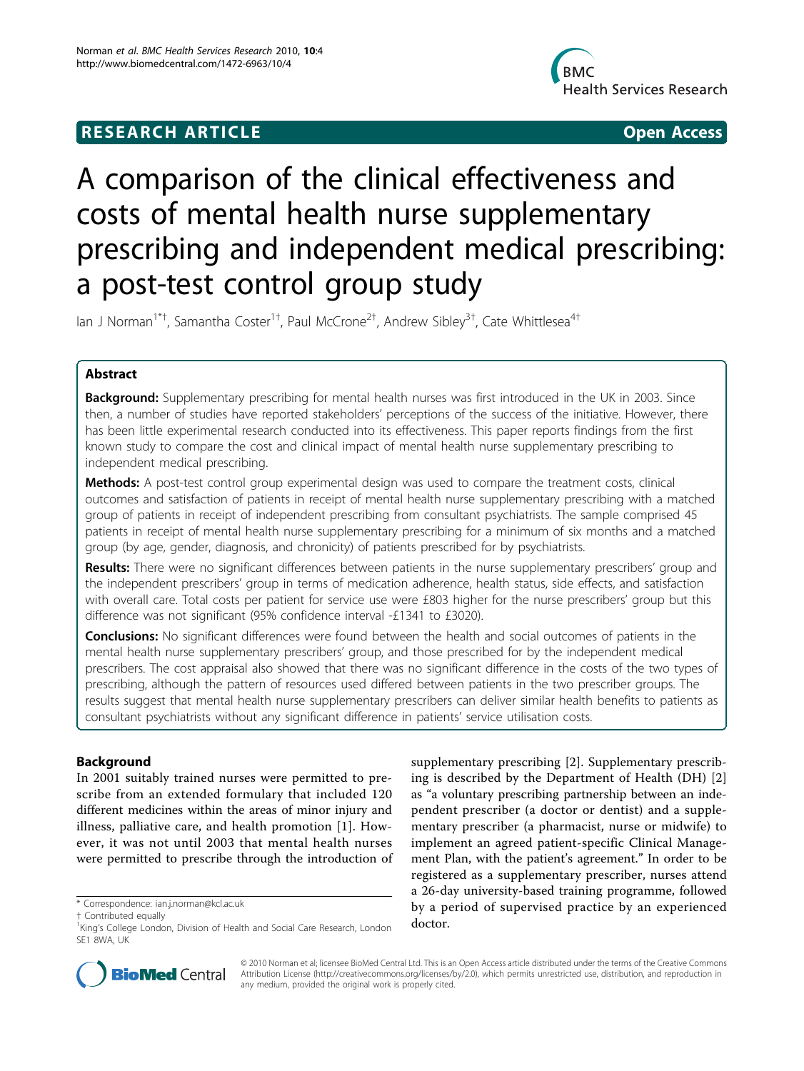**RESEARCH ARTICLE** **Open Access**

# A comparison of the clinical effectiveness and costs of mental health nurse supplementary prescribing and independent medical prescribing: a post-test control group study

Ian J Norman[1*†], Samantha Coster[1†], Paul McCrone[2†], Andrew Sibley[3†], Cate Whittlesea[4†]

## Abstract

**Background:** Supplementary prescribing for mental health nurses was first introduced in the UK in 2003. Since then, a number of studies have reported stakeholders' perceptions of the success of the initiative. However, there has been little experimental research conducted into its effectiveness. This paper reports findings from the first known study to compare the cost and clinical impact of mental health nurse supplementary prescribing to independent medical prescribing.

**Methods:** A post-test control group experimental design was used to compare the treatment costs, clinical outcomes and satisfaction of patients in receipt of mental health nurse supplementary prescribing with a matched group of patients in receipt of independent prescribing from consultant psychiatrists. The sample comprised 45 patients in receipt of mental health nurse supplementary prescribing for a minimum of six months and a matched group (by age, gender, diagnosis, and chronicity) of patients prescribed for by psychiatrists.

**Results:** There were no significant differences between patients in the nurse supplementary prescribers' group and the independent prescribers' group in terms of medication adherence, health status, side effects, and satisfaction with overall care. Total costs per patient for service use were £803 higher for the nurse prescribers' group but this difference was not significant (95% confidence interval -£1341 to £3020).

**Conclusions:** No significant differences were found between the health and social outcomes of patients in the mental health nurse supplementary prescribers' group, and those prescribed for by the independent medical prescribers. The cost appraisal also showed that there was no significant difference in the costs of the two types of prescribing, although the pattern of resources used differed between patients in the two prescriber groups. The results suggest that mental health nurse supplementary prescribers can deliver similar health benefits to patients as consultant psychiatrists without any significant difference in patients' service utilisation costs.

## Background

In 2001 suitably trained nurses were permitted to prescribe from an extended formulary that included 120 different medicines within the areas of minor injury and illness, palliative care, and health promotion [1]. However, it was not until 2003 that mental health nurses were permitted to prescribe through the introduction of supplementary prescribing [2]. Supplementary prescribing is described by the Department of Health (DH) [2] as "a voluntary prescribing partnership between an independent prescriber (a doctor or dentist) and a supplementary prescriber (a pharmacist, nurse or midwife) to implement an agreed patient-specific Clinical Management Plan, with the patient's agreement." In order to be registered as a supplementary prescriber, nurses attend a 26-day university-based training programme, followed by a period of supervised practice by an experienced doctor.

\* Correspondence: ian.j.norman@kcl.ac.uk
† Contributed equally
[1]King's College London, Division of Health and Social Care Research, London SE1 8WA, UK

© 2010 Norman et al; licensee BioMed Central Ltd. This is an Open Access article distributed under the terms of the Creative Commons Attribution License (http://creativecommons.org/licenses/by/2.0), which permits unrestricted use, distribution, and reproduction in any medium, provided the original work is properly cited.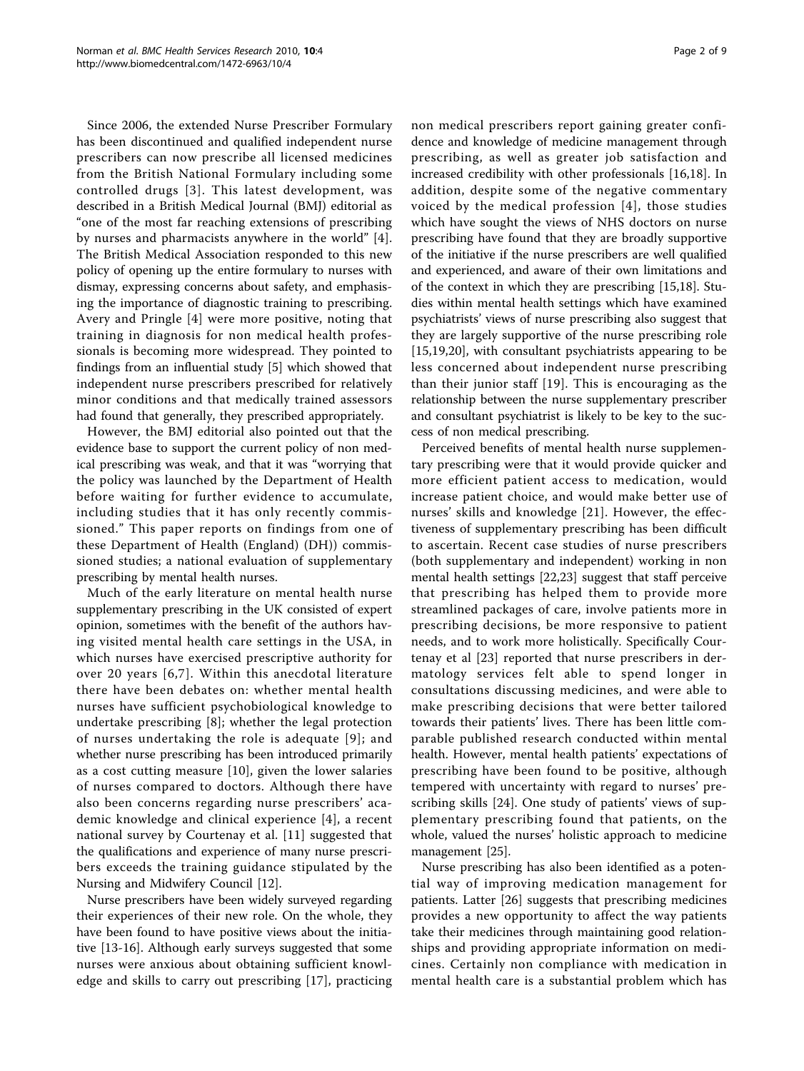Since 2006, the extended Nurse Prescriber Formulary has been discontinued and qualified independent nurse prescribers can now prescribe all licensed medicines from the British National Formulary including some controlled drugs [3]. This latest development, was described in a British Medical Journal (BMJ) editorial as "one of the most far reaching extensions of prescribing by nurses and pharmacists anywhere in the world" [4]. The British Medical Association responded to this new policy of opening up the entire formulary to nurses with dismay, expressing concerns about safety, and emphasising the importance of diagnostic training to prescribing. Avery and Pringle [4] were more positive, noting that training in diagnosis for non medical health professionals is becoming more widespread. They pointed to findings from an influential study [5] which showed that independent nurse prescribers prescribed for relatively minor conditions and that medically trained assessors had found that generally, they prescribed appropriately.

However, the BMJ editorial also pointed out that the evidence base to support the current policy of non medical prescribing was weak, and that it was "worrying that the policy was launched by the Department of Health before waiting for further evidence to accumulate, including studies that it has only recently commissioned." This paper reports on findings from one of these Department of Health (England) (DH)) commissioned studies; a national evaluation of supplementary prescribing by mental health nurses.

Much of the early literature on mental health nurse supplementary prescribing in the UK consisted of expert opinion, sometimes with the benefit of the authors having visited mental health care settings in the USA, in which nurses have exercised prescriptive authority for over 20 years [6,7]. Within this anecdotal literature there have been debates on: whether mental health nurses have sufficient psychobiological knowledge to undertake prescribing [8]; whether the legal protection of nurses undertaking the role is adequate [9]; and whether nurse prescribing has been introduced primarily as a cost cutting measure [10], given the lower salaries of nurses compared to doctors. Although there have also been concerns regarding nurse prescribers' academic knowledge and clinical experience [4], a recent national survey by Courtenay et al. [11] suggested that the qualifications and experience of many nurse prescribers exceeds the training guidance stipulated by the Nursing and Midwifery Council [12].

Nurse prescribers have been widely surveyed regarding their experiences of their new role. On the whole, they have been found to have positive views about the initiative [13-16]. Although early surveys suggested that some nurses were anxious about obtaining sufficient knowledge and skills to carry out prescribing [17], practicing non medical prescribers report gaining greater confidence and knowledge of medicine management through prescribing, as well as greater job satisfaction and increased credibility with other professionals [16,18]. In addition, despite some of the negative commentary voiced by the medical profession [4], those studies which have sought the views of NHS doctors on nurse prescribing have found that they are broadly supportive of the initiative if the nurse prescribers are well qualified and experienced, and aware of their own limitations and of the context in which they are prescribing [15,18]. Studies within mental health settings which have examined psychiatrists' views of nurse prescribing also suggest that they are largely supportive of the nurse prescribing role [15,19,20], with consultant psychiatrists appearing to be less concerned about independent nurse prescribing than their junior staff [19]. This is encouraging as the relationship between the nurse supplementary prescriber and consultant psychiatrist is likely to be key to the success of non medical prescribing.

Perceived benefits of mental health nurse supplementary prescribing were that it would provide quicker and more efficient patient access to medication, would increase patient choice, and would make better use of nurses' skills and knowledge [21]. However, the effectiveness of supplementary prescribing has been difficult to ascertain. Recent case studies of nurse prescribers (both supplementary and independent) working in non mental health settings [22,23] suggest that staff perceive that prescribing has helped them to provide more streamlined packages of care, involve patients more in prescribing decisions, be more responsive to patient needs, and to work more holistically. Specifically Courtenay et al [23] reported that nurse prescribers in dermatology services felt able to spend longer in consultations discussing medicines, and were able to make prescribing decisions that were better tailored towards their patients' lives. There has been little comparable published research conducted within mental health. However, mental health patients' expectations of prescribing have been found to be positive, although tempered with uncertainty with regard to nurses' prescribing skills [24]. One study of patients' views of supplementary prescribing found that patients, on the whole, valued the nurses' holistic approach to medicine management [25].

Nurse prescribing has also been identified as a potential way of improving medication management for patients. Latter [26] suggests that prescribing medicines provides a new opportunity to affect the way patients take their medicines through maintaining good relationships and providing appropriate information on medicines. Certainly non compliance with medication in mental health care is a substantial problem which has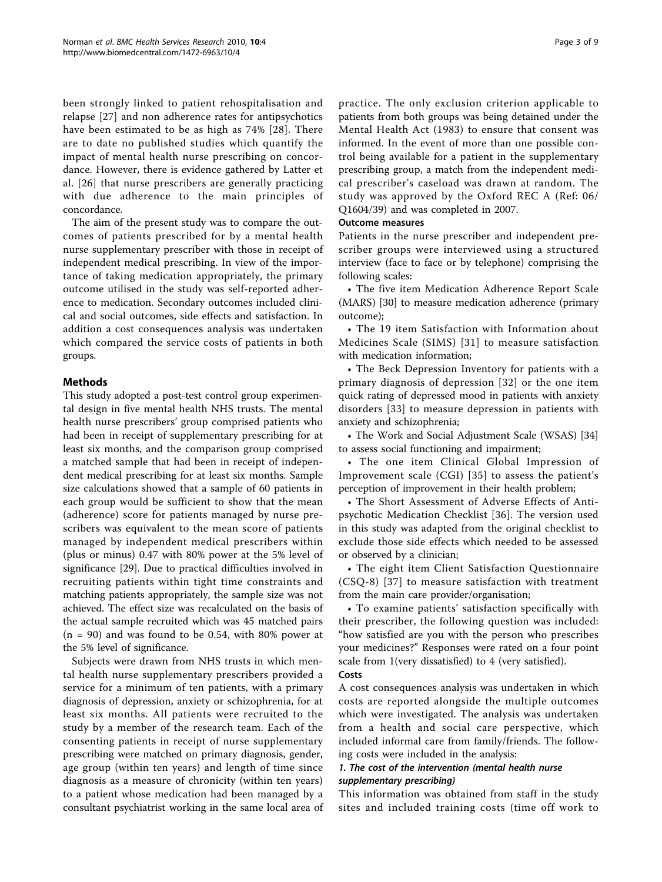been strongly linked to patient rehospitalisation and relapse [27] and non adherence rates for antipsychotics have been estimated to be as high as 74% [28]. There are to date no published studies which quantify the impact of mental health nurse prescribing on concordance. However, there is evidence gathered by Latter et al. [26] that nurse prescribers are generally practicing with due adherence to the main principles of concordance.

The aim of the present study was to compare the outcomes of patients prescribed for by a mental health nurse supplementary prescriber with those in receipt of independent medical prescribing. In view of the importance of taking medication appropriately, the primary outcome utilised in the study was self-reported adherence to medication. Secondary outcomes included clinical and social outcomes, side effects and satisfaction. In addition a cost consequences analysis was undertaken which compared the service costs of patients in both groups.

## Methods

This study adopted a post-test control group experimental design in five mental health NHS trusts. The mental health nurse prescribers' group comprised patients who had been in receipt of supplementary prescribing for at least six months, and the comparison group comprised a matched sample that had been in receipt of independent medical prescribing for at least six months. Sample size calculations showed that a sample of 60 patients in each group would be sufficient to show that the mean (adherence) score for patients managed by nurse prescribers was equivalent to the mean score of patients managed by independent medical prescribers within (plus or minus) 0.47 with 80% power at the 5% level of significance [29]. Due to practical difficulties involved in recruiting patients within tight time constraints and matching patients appropriately, the sample size was not achieved. The effect size was recalculated on the basis of the actual sample recruited which was 45 matched pairs ($n = 90$) and was found to be 0.54, with 80% power at the 5% level of significance.

Subjects were drawn from NHS trusts in which mental health nurse supplementary prescribers provided a service for a minimum of ten patients, with a primary diagnosis of depression, anxiety or schizophrenia, for at least six months. All patients were recruited to the study by a member of the research team. Each of the consenting patients in receipt of nurse supplementary prescribing were matched on primary diagnosis, gender, age group (within ten years) and length of time since diagnosis as a measure of chronicity (within ten years) to a patient whose medication had been managed by a consultant psychiatrist working in the same local area of practice. The only exclusion criterion applicable to patients from both groups was being detained under the Mental Health Act (1983) to ensure that consent was informed. In the event of more than one possible control being available for a patient in the supplementary prescribing group, a match from the independent medical prescriber's caseload was drawn at random. The study was approved by the Oxford REC A (Ref: 06/Q1604/39) and was completed in 2007.

### Outcome measures

Patients in the nurse prescriber and independent prescriber groups were interviewed using a structured interview (face to face or by telephone) comprising the following scales:

- The five item Medication Adherence Report Scale (MARS) [30] to measure medication adherence (primary outcome);
- The 19 item Satisfaction with Information about Medicines Scale (SIMS) [31] to measure satisfaction with medication information;
- The Beck Depression Inventory for patients with a primary diagnosis of depression [32] or the one item quick rating of depressed mood in patients with anxiety disorders [33] to measure depression in patients with anxiety and schizophrenia;
- The Work and Social Adjustment Scale (WSAS) [34] to assess social functioning and impairment;
- The one item Clinical Global Impression of Improvement scale (CGI) [35] to assess the patient's perception of improvement in their health problem;
- The Short Assessment of Adverse Effects of Antipsychotic Medication Checklist [36]. The version used in this study was adapted from the original checklist to exclude those side effects which needed to be assessed or observed by a clinician;
- The eight item Client Satisfaction Questionnaire (CSQ-8) [37] to measure satisfaction with treatment from the main care provider/organisation;
- To examine patients' satisfaction specifically with their prescriber, the following question was included: "how satisfied are you with the person who prescribes your medicines?" Responses were rated on a four point scale from 1(very dissatisfied) to 4 (very satisfied).

### Costs

A cost consequences analysis was undertaken in which costs are reported alongside the multiple outcomes which were investigated. The analysis was undertaken from a health and social care perspective, which included informal care from family/friends. The following costs were included in the analysis:

#### *1. The cost of the intervention (mental health nurse supplementary prescribing)*

This information was obtained from staff in the study sites and included training costs (time off work to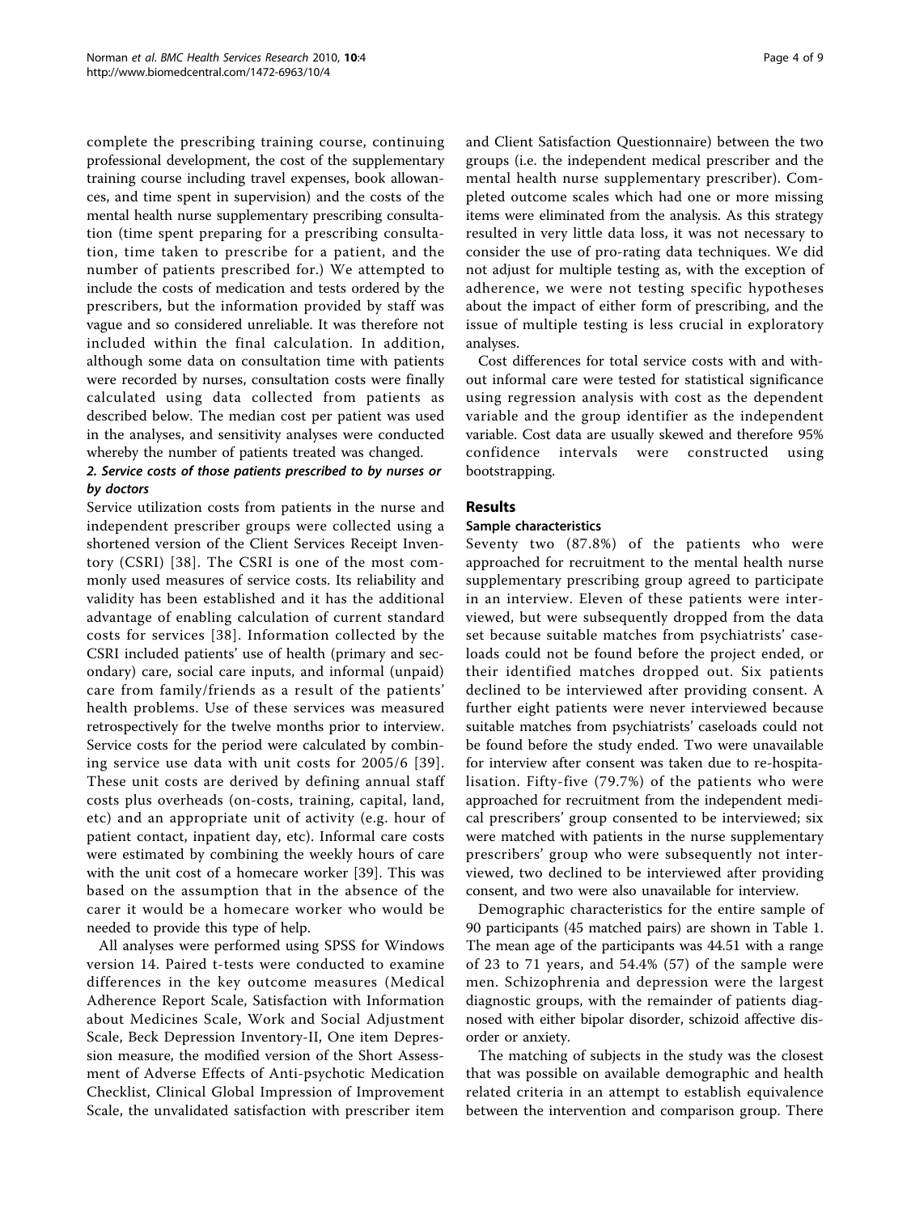complete the prescribing training course, continuing professional development, the cost of the supplementary training course including travel expenses, book allowances, and time spent in supervision) and the costs of the mental health nurse supplementary prescribing consultation (time spent preparing for a prescribing consultation, time taken to prescribe for a patient, and the number of patients prescribed for.) We attempted to include the costs of medication and tests ordered by the prescribers, but the information provided by staff was vague and so considered unreliable. It was therefore not included within the final calculation. In addition, although some data on consultation time with patients were recorded by nurses, consultation costs were finally calculated using data collected from patients as described below. The median cost per patient was used in the analyses, and sensitivity analyses were conducted whereby the number of patients treated was changed.

#### *2. Service costs of those patients prescribed to by nurses or by doctors*

Service utilization costs from patients in the nurse and independent prescriber groups were collected using a shortened version of the Client Services Receipt Inventory (CSRI) [38]. The CSRI is one of the most commonly used measures of service costs. Its reliability and validity has been established and it has the additional advantage of enabling calculation of current standard costs for services [38]. Information collected by the CSRI included patients' use of health (primary and secondary) care, social care inputs, and informal (unpaid) care from family/friends as a result of the patients' health problems. Use of these services was measured retrospectively for the twelve months prior to interview. Service costs for the period were calculated by combining service use data with unit costs for 2005/6 [39]. These unit costs are derived by defining annual staff costs plus overheads (on-costs, training, capital, land, etc) and an appropriate unit of activity (e.g. hour of patient contact, inpatient day, etc). Informal care costs were estimated by combining the weekly hours of care with the unit cost of a homecare worker [39]. This was based on the assumption that in the absence of the carer it would be a homecare worker who would be needed to provide this type of help.

All analyses were performed using SPSS for Windows version 14. Paired t-tests were conducted to examine differences in the key outcome measures (Medical Adherence Report Scale, Satisfaction with Information about Medicines Scale, Work and Social Adjustment Scale, Beck Depression Inventory-II, One item Depression measure, the modified version of the Short Assessment of Adverse Effects of Anti-psychotic Medication Checklist, Clinical Global Impression of Improvement Scale, the unvalidated satisfaction with prescriber item and Client Satisfaction Questionnaire) between the two groups (i.e. the independent medical prescriber and the mental health nurse supplementary prescriber). Completed outcome scales which had one or more missing items were eliminated from the analysis. As this strategy resulted in very little data loss, it was not necessary to consider the use of pro-rating data techniques. We did not adjust for multiple testing as, with the exception of adherence, we were not testing specific hypotheses about the impact of either form of prescribing, and the issue of multiple testing is less crucial in exploratory analyses.

Cost differences for total service costs with and without informal care were tested for statistical significance using regression analysis with cost as the dependent variable and the group identifier as the independent variable. Cost data are usually skewed and therefore 95% confidence intervals were constructed using bootstrapping.

## Results

### Sample characteristics

Seventy two (87.8%) of the patients who were approached for recruitment to the mental health nurse supplementary prescribing group agreed to participate in an interview. Eleven of these patients were interviewed, but were subsequently dropped from the data set because suitable matches from psychiatrists' caseloads could not be found before the project ended, or their identified matches dropped out. Six patients declined to be interviewed after providing consent. A further eight patients were never interviewed because suitable matches from psychiatrists' caseloads could not be found before the study ended. Two were unavailable for interview after consent was taken due to re-hospitalisation. Fifty-five (79.7%) of the patients who were approached for recruitment from the independent medical prescribers' group consented to be interviewed; six were matched with patients in the nurse supplementary prescribers' group who were subsequently not interviewed, two declined to be interviewed after providing consent, and two were also unavailable for interview.

Demographic characteristics for the entire sample of 90 participants (45 matched pairs) are shown in Table 1. The mean age of the participants was 44.51 with a range of 23 to 71 years, and 54.4% (57) of the sample were men. Schizophrenia and depression were the largest diagnostic groups, with the remainder of patients diagnosed with either bipolar disorder, schizoid affective disorder or anxiety.

The matching of subjects in the study was the closest that was possible on available demographic and health related criteria in an attempt to establish equivalence between the intervention and comparison group. There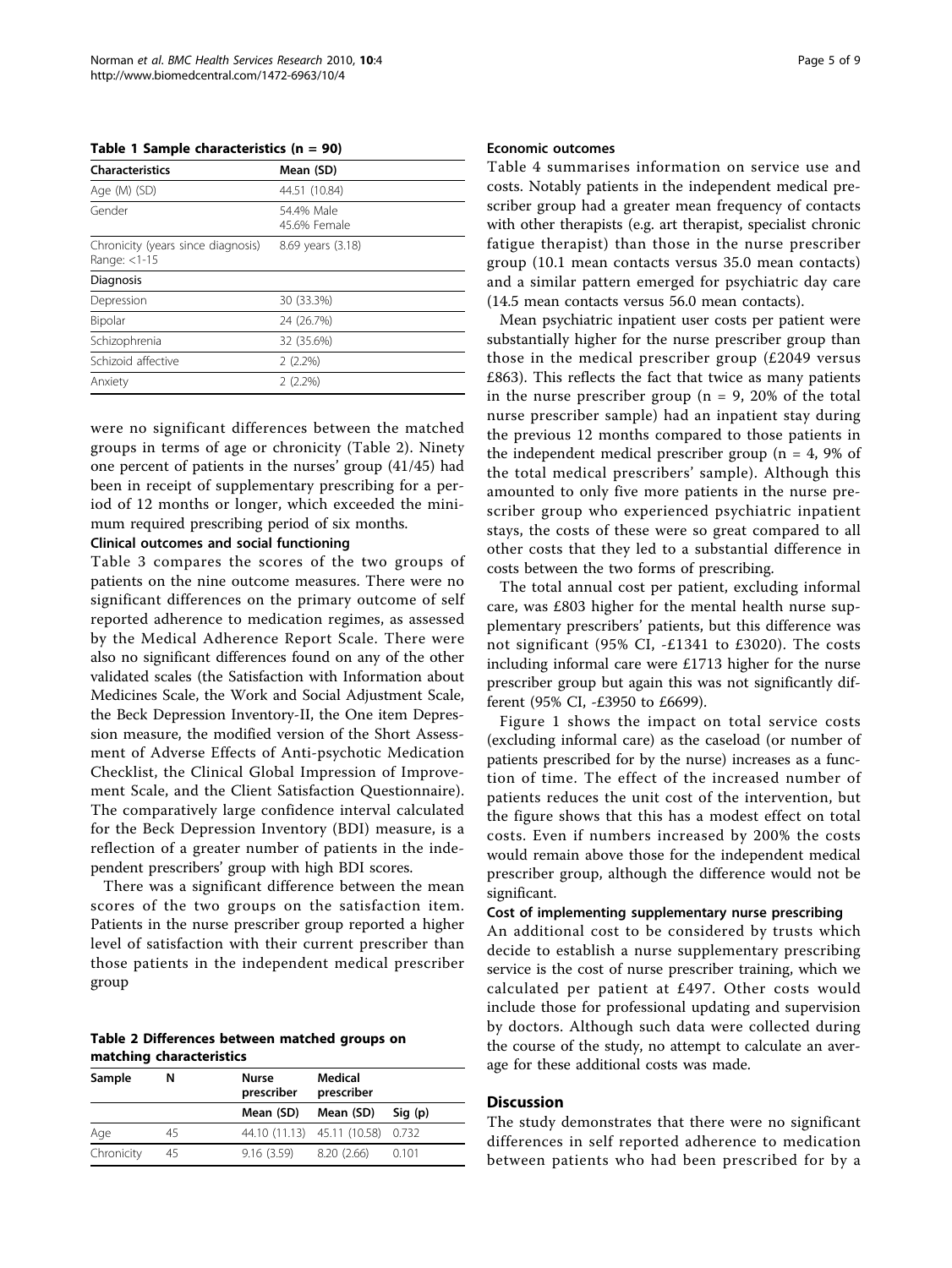**Table 1 Sample characteristics (n = 90)**

| Characteristics | Mean (SD) |
|---|---|
| Age (M) (SD) | 44.51 (10.84) |
| Gender | 54.4% Male<br>45.6% Female |
| Chronicity (years since diagnosis) Range: <1-15 | 8.69 years (3.18) |
| **Diagnosis** | |
| Depression | 30 (33.3%) |
| Bipolar | 24 (26.7%) |
| Schizophrenia | 32 (35.6%) |
| Schizoid affective | 2 (2.2%) |
| Anxiety | 2 (2.2%) |

were no significant differences between the matched groups in terms of age or chronicity (Table 2). Ninety one percent of patients in the nurses' group (41/45) had been in receipt of supplementary prescribing for a period of 12 months or longer, which exceeded the minimum required prescribing period of six months.

### Clinical outcomes and social functioning

Table 3 compares the scores of the two groups of patients on the nine outcome measures. There were no significant differences on the primary outcome of self reported adherence to medication regimes, as assessed by the Medical Adherence Report Scale. There were also no significant differences found on any of the other validated scales (the Satisfaction with Information about Medicines Scale, the Work and Social Adjustment Scale, the Beck Depression Inventory-II, the One item Depression measure, the modified version of the Short Assessment of Adverse Effects of Anti-psychotic Medication Checklist, the Clinical Global Impression of Improvement Scale, and the Client Satisfaction Questionnaire). The comparatively large confidence interval calculated for the Beck Depression Inventory (BDI) measure, is a reflection of a greater number of patients in the independent prescribers' group with high BDI scores.

There was a significant difference between the mean scores of the two groups on the satisfaction item. Patients in the nurse prescriber group reported a higher level of satisfaction with their current prescriber than those patients in the independent medical prescriber group

**Table 2 Differences between matched groups on matching characteristics**

| Sample | N | Nurse prescriber | Medical prescriber | |
|---|---|---|---|---|
| | | Mean (SD) | Mean (SD) | Sig (p) |
| Age | 45 | 44.10 (11.13) | 45.11 (10.58) | 0.732 |
| Chronicity | 45 | 9.16 (3.59) | 8.20 (2.66) | 0.101 |

### Economic outcomes

Table 4 summarises information on service use and costs. Notably patients in the independent medical prescriber group had a greater mean frequency of contacts with other therapists (e.g. art therapist, specialist chronic fatigue therapist) than those in the nurse prescriber group (10.1 mean contacts versus 35.0 mean contacts) and a similar pattern emerged for psychiatric day care (14.5 mean contacts versus 56.0 mean contacts).

Mean psychiatric inpatient user costs per patient were substantially higher for the nurse prescriber group than those in the medical prescriber group (£2049 versus £863). This reflects the fact that twice as many patients in the nurse prescriber group (n = 9, 20% of the total nurse prescriber sample) had an inpatient stay during the previous 12 months compared to those patients in the independent medical prescriber group (n = 4, 9% of the total medical prescribers' sample). Although this amounted to only five more patients in the nurse prescriber group who experienced psychiatric inpatient stays, the costs of these were so great compared to all other costs that they led to a substantial difference in costs between the two forms of prescribing.

The total annual cost per patient, excluding informal care, was £803 higher for the mental health nurse supplementary prescribers' patients, but this difference was not significant (95% CI, -£1341 to £3020). The costs including informal care were £1713 higher for the nurse prescriber group but again this was not significantly different (95% CI, -£3950 to £6699).

Figure 1 shows the impact on total service costs (excluding informal care) as the caseload (or number of patients prescribed for by the nurse) increases as a function of time. The effect of the increased number of patients reduces the unit cost of the intervention, but the figure shows that this has a modest effect on total costs. Even if numbers increased by 200% the costs would remain above those for the independent medical prescriber group, although the difference would not be significant.

### Cost of implementing supplementary nurse prescribing

An additional cost to be considered by trusts which decide to establish a nurse supplementary prescribing service is the cost of nurse prescriber training, which we calculated per patient at £497. Other costs would include those for professional updating and supervision by doctors. Although such data were collected during the course of the study, no attempt to calculate an average for these additional costs was made.

## Discussion

The study demonstrates that there were no significant differences in self reported adherence to medication between patients who had been prescribed for by a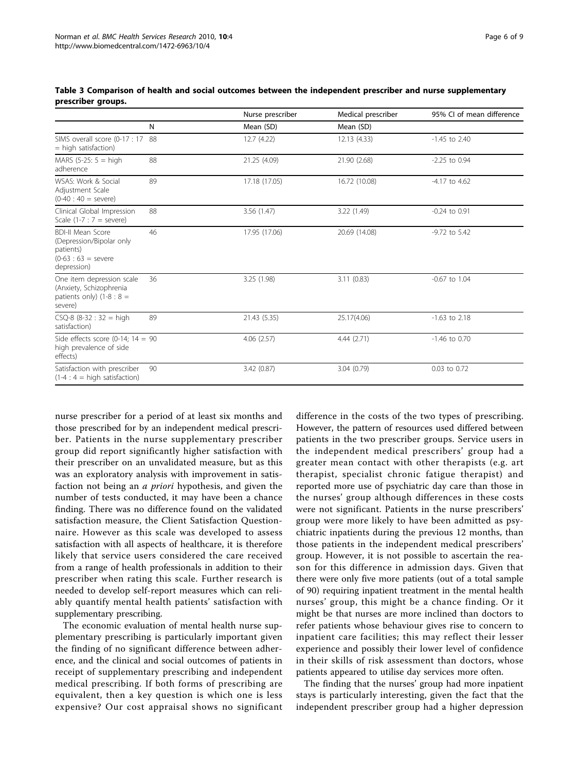**Table 3 Comparison of health and social outcomes between the independent prescriber and nurse supplementary prescriber groups.**

| | | Nurse prescriber | Medical prescriber | 95% CI of mean difference |
|---|---|---|---|---|
| | N | Mean (SD) | Mean (SD) | |
| SIMS overall score (0-17 : 17 = high satisfaction) | 88 | 12.7 (4.22) | 12.13 (4.33) | -1.45 to 2.40 |
| MARS (5-25: 5 = high adherence | 88 | 21.25 (4.09) | 21.90 (2.68) | -2.25 to 0.94 |
| WSAS: Work & Social Adjustment Scale (0-40 : 40 = severe) | 89 | 17.18 (17.05) | 16.72 (10.08) | -4.17 to 4.62 |
| Clinical Global Impression Scale (1-7 : 7 = severe) | 88 | 3.56 (1.47) | 3.22 (1.49) | -0.24 to 0.91 |
| BDI-II Mean Score (Depression/Bipolar only patients) (0-63 : 63 = severe depression) | 46 | 17.95 (17.06) | 20.69 (14.08) | -9.72 to 5.42 |
| One item depression scale (Anxiety, Schizophrenia patients only) (1-8 : 8 = severe) | 36 | 3.25 (1.98) | 3.11 (0.83) | -0.67 to 1.04 |
| CSQ-8 (8-32 : 32 = high satisfaction) | 89 | 21.43 (5.35) | 25.17(4.06) | -1.63 to 2.18 |
| Side effects score (0-14; 14 = high prevalence of side effects) | 90 | 4.06 (2.57) | 4.44 (2.71) | -1.46 to 0.70 |
| Satisfaction with prescriber (1-4 : 4 = high satisfaction) | 90 | 3.42 (0.87) | 3.04 (0.79) | 0.03 to 0.72 |

nurse prescriber for a period of at least six months and those prescribed for by an independent medical prescriber. Patients in the nurse supplementary prescriber group did report significantly higher satisfaction with their prescriber on an unvalidated measure, but as this was an exploratory analysis with improvement in satisfaction not being an *a priori* hypothesis, and given the number of tests conducted, it may have been a chance finding. There was no difference found on the validated satisfaction measure, the Client Satisfaction Questionnaire. However as this scale was developed to assess satisfaction with all aspects of healthcare, it is therefore likely that service users considered the care received from a range of health professionals in addition to their prescriber when rating this scale. Further research is needed to develop self-report measures which can reliably quantify mental health patients' satisfaction with supplementary prescribing.

The economic evaluation of mental health nurse supplementary prescribing is particularly important given the finding of no significant difference between adherence, and the clinical and social outcomes of patients in receipt of supplementary prescribing and independent medical prescribing. If both forms of prescribing are equivalent, then a key question is which one is less expensive? Our cost appraisal shows no significant difference in the costs of the two types of prescribing. However, the pattern of resources used differed between patients in the two prescriber groups. Service users in the independent medical prescribers' group had a greater mean contact with other therapists (e.g. art therapist, specialist chronic fatigue therapist) and reported more use of psychiatric day care than those in the nurses' group although differences in these costs were not significant. Patients in the nurse prescribers' group were more likely to have been admitted as psychiatric inpatients during the previous 12 months, than those patients in the independent medical prescribers' group. However, it is not possible to ascertain the reason for this difference in admission days. Given that there were only five more patients (out of a total sample of 90) requiring inpatient treatment in the mental health nurses' group, this might be a chance finding. Or it might be that nurses are more inclined than doctors to refer patients whose behaviour gives rise to concern to inpatient care facilities; this may reflect their lesser experience and possibly their lower level of confidence in their skills of risk assessment than doctors, whose patients appeared to utilise day services more often.

The finding that the nurses' group had more inpatient stays is particularly interesting, given the fact that the independent prescriber group had a higher depression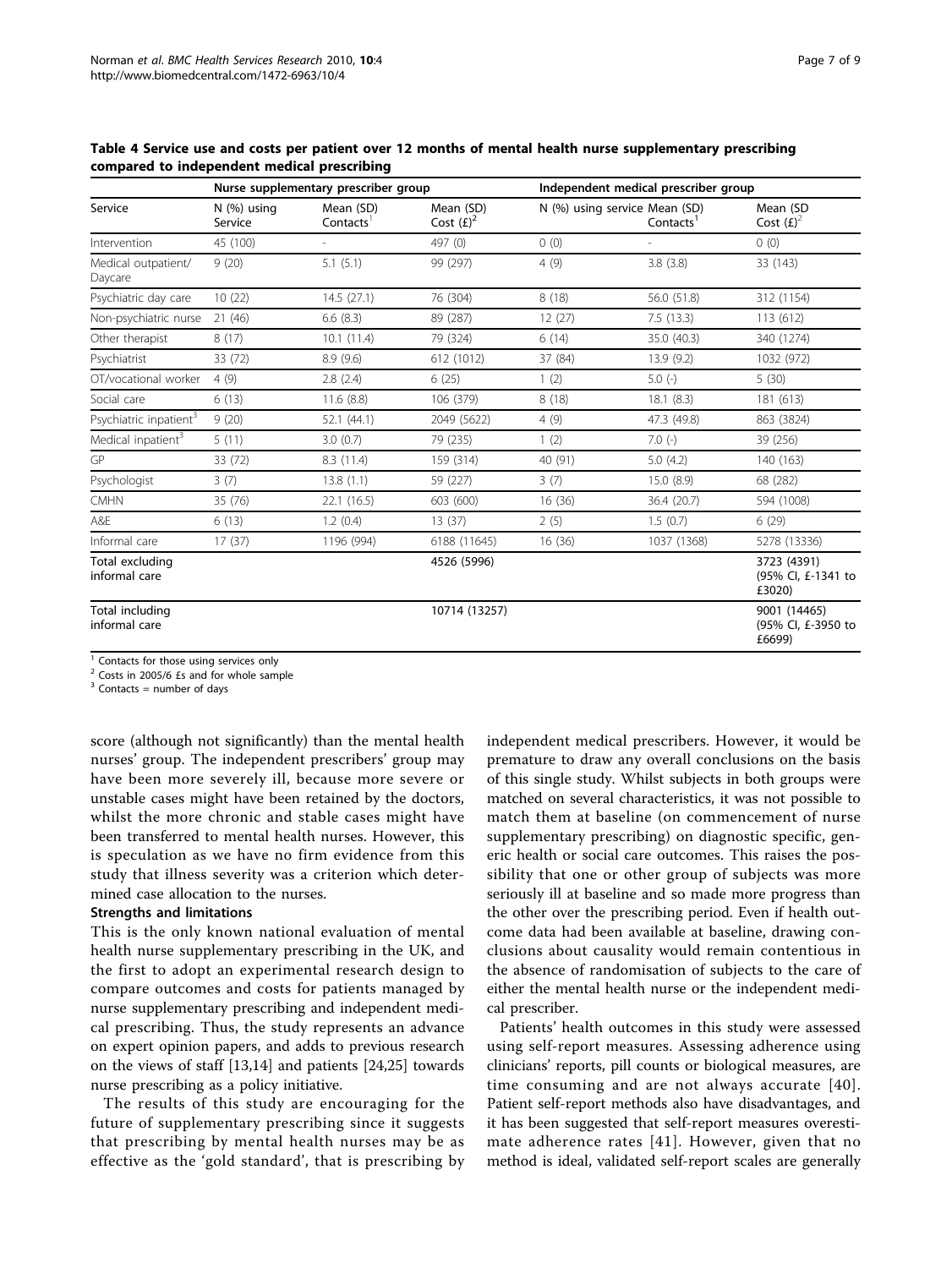**Table 4 Service use and costs per patient over 12 months of mental health nurse supplementary prescribing compared to independent medical prescribing**

| | Nurse supplementary prescriber group | | | Independent medical prescriber group | | |
|---|---|---|---|---|---|---|
| Service | N (%) using Service | Mean (SD) Contacts[1] | Mean (SD) Cost (£)[2] | N (%) using service | Mean (SD) Contacts[1] | Mean (SD Cost (£)[2] |
| Intervention | 45 (100) | - | 497 (0) | 0 (0) | - | 0 (0) |
| Medical outpatient/ Daycare | 9 (20) | 5.1 (5.1) | 99 (297) | 4 (9) | 3.8 (3.8) | 33 (143) |
| Psychiatric day care | 10 (22) | 14.5 (27.1) | 76 (304) | 8 (18) | 56.0 (51.8) | 312 (1154) |
| Non-psychiatric nurse | 21 (46) | 6.6 (8.3) | 89 (287) | 12 (27) | 7.5 (13.3) | 113 (612) |
| Other therapist | 8 (17) | 10.1 (11.4) | 79 (324) | 6 (14) | 35.0 (40.3) | 340 (1274) |
| Psychiatrist | 33 (72) | 8.9 (9.6) | 612 (1012) | 37 (84) | 13.9 (9.2) | 1032 (972) |
| OT/vocational worker | 4 (9) | 2.8 (2.4) | 6 (25) | 1 (2) | 5.0 (-) | 5 (30) |
| Social care | 6 (13) | 11.6 (8.8) | 106 (379) | 8 (18) | 18.1 (8.3) | 181 (613) |
| Psychiatric inpatient[3] | 9 (20) | 52.1 (44.1) | 2049 (5622) | 4 (9) | 47.3 (49.8) | 863 (3824) |
| Medical inpatient[3] | 5 (11) | 3.0 (0.7) | 79 (235) | 1 (2) | 7.0 (-) | 39 (256) |
| GP | 33 (72) | 8.3 (11.4) | 159 (314) | 40 (91) | 5.0 (4.2) | 140 (163) |
| Psychologist | 3 (7) | 13.8 (1.1) | 59 (227) | 3 (7) | 15.0 (8.9) | 68 (282) |
| CMHN | 35 (76) | 22.1 (16.5) | 603 (600) | 16 (36) | 36.4 (20.7) | 594 (1008) |
| A&E | 6 (13) | 1.2 (0.4) | 13 (37) | 2 (5) | 1.5 (0.7) | 6 (29) |
| Informal care | 17 (37) | 1196 (994) | 6188 (11645) | 16 (36) | 1037 (1368) | 5278 (13336) |
| Total excluding informal care | | | 4526 (5996) | | | 3723 (4391) (95% CI, £-1341 to £3020) |
| Total including informal care | | | 10714 (13257) | | | 9001 (14465) (95% CI, £-3950 to £6699) |

[1] Contacts for those using services only
[2] Costs in 2005/6 £s and for whole sample
[3] Contacts = number of days

score (although not significantly) than the mental health nurses' group. The independent prescribers' group may have been more severely ill, because more severe or unstable cases might have been retained by the doctors, whilst the more chronic and stable cases might have been transferred to mental health nurses. However, this is speculation as we have no firm evidence from this study that illness severity was a criterion which determined case allocation to the nurses.

### Strengths and limitations

This is the only known national evaluation of mental health nurse supplementary prescribing in the UK, and the first to adopt an experimental research design to compare outcomes and costs for patients managed by nurse supplementary prescribing and independent medical prescribing. Thus, the study represents an advance on expert opinion papers, and adds to previous research on the views of staff [13,14] and patients [24,25] towards nurse prescribing as a policy initiative.

The results of this study are encouraging for the future of supplementary prescribing since it suggests that prescribing by mental health nurses may be as effective as the 'gold standard', that is prescribing by independent medical prescribers. However, it would be premature to draw any overall conclusions on the basis of this single study. Whilst subjects in both groups were matched on several characteristics, it was not possible to match them at baseline (on commencement of nurse supplementary prescribing) on diagnostic specific, generic health or social care outcomes. This raises the possibility that one or other group of subjects was more seriously ill at baseline and so made more progress than the other over the prescribing period. Even if health outcome data had been available at baseline, drawing conclusions about causality would remain contentious in the absence of randomisation of subjects to the care of either the mental health nurse or the independent medical prescriber.

Patients' health outcomes in this study were assessed using self-report measures. Assessing adherence using clinicians' reports, pill counts or biological measures, are time consuming and are not always accurate [40]. Patient self-report methods also have disadvantages, and it has been suggested that self-report measures overestimate adherence rates [41]. However, given that no method is ideal, validated self-report scales are generally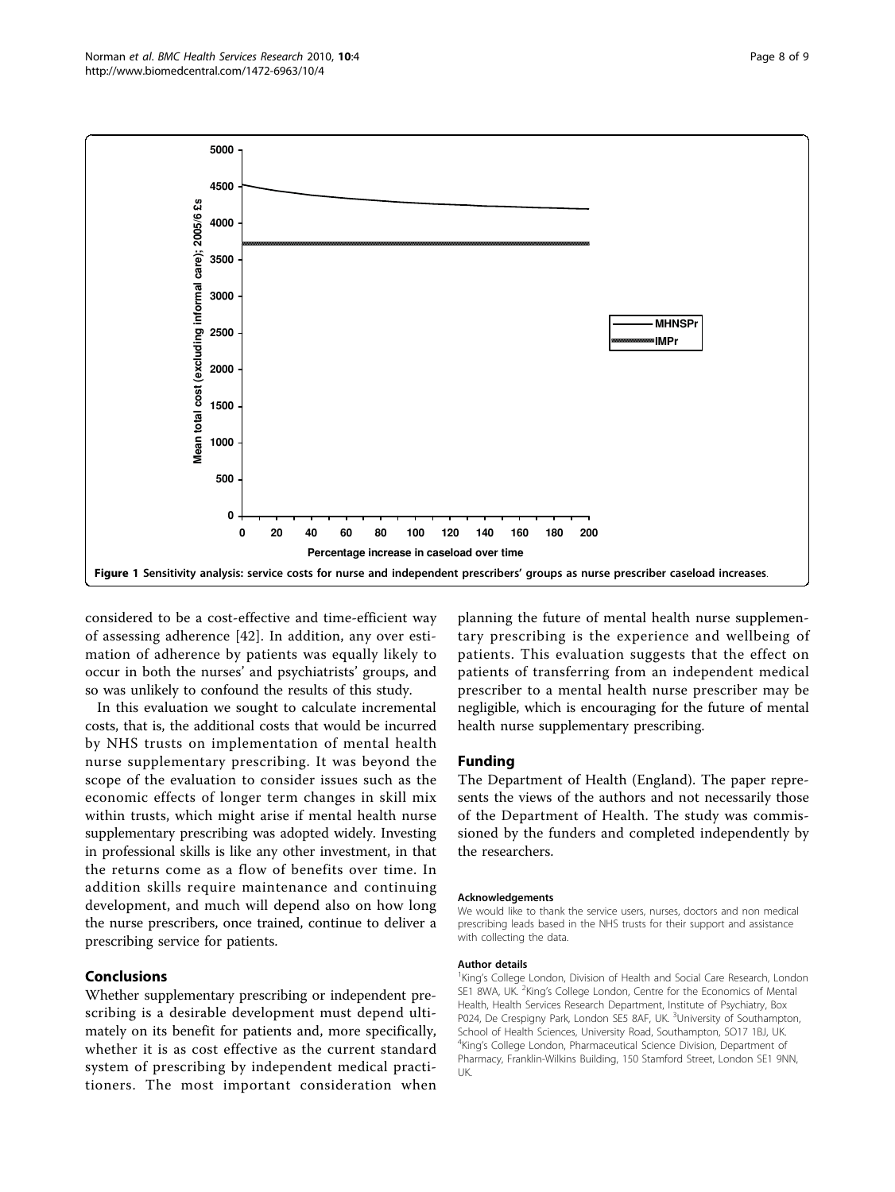5000
4500
4000
3500
3000
2500
2000
1500
1000
500
0

Mean total cost (excluding informal care); 2005/6 £s

0 20 40 60 80 100 120 140 160 180 200

Percentage increase in caseload over time

MHNSPr
IMPr

**Figure 1 Sensitivity analysis: service costs for nurse and independent prescribers' groups as nurse prescriber caseload increases**.

considered to be a cost-effective and time-efficient way of assessing adherence [42]. In addition, any over estimation of adherence by patients was equally likely to occur in both the nurses' and psychiatrists' groups, and so was unlikely to confound the results of this study.

In this evaluation we sought to calculate incremental costs, that is, the additional costs that would be incurred by NHS trusts on implementation of mental health nurse supplementary prescribing. It was beyond the scope of the evaluation to consider issues such as the economic effects of longer term changes in skill mix within trusts, which might arise if mental health nurse supplementary prescribing was adopted widely. Investing in professional skills is like any other investment, in that the returns come as a flow of benefits over time. In addition skills require maintenance and continuing development, and much will depend also on how long the nurse prescribers, once trained, continue to deliver a prescribing service for patients.

## Conclusions

Whether supplementary prescribing or independent prescribing is a desirable development must depend ultimately on its benefit for patients and, more specifically, whether it is as cost effective as the current standard system of prescribing by independent medical practitioners. The most important consideration when planning the future of mental health nurse supplementary prescribing is the experience and wellbeing of patients. This evaluation suggests that the effect on patients of transferring from an independent medical prescriber to a mental health nurse prescriber may be negligible, which is encouraging for the future of mental health nurse supplementary prescribing.

## Funding

The Department of Health (England). The paper represents the views of the authors and not necessarily those of the Department of Health. The study was commissioned by the funders and completed independently by the researchers.

#### Acknowledgements

We would like to thank the service users, nurses, doctors and non medical prescribing leads based in the NHS trusts for their support and assistance with collecting the data.

#### Author details

[1]King's College London, Division of Health and Social Care Research, London SE1 8WA, UK. [2]King's College London, Centre for the Economics of Mental Health, Health Services Research Department, Institute of Psychiatry, Box P024, De Crespigny Park, London SE5 8AF, UK. [3]University of Southampton, School of Health Sciences, University Road, Southampton, SO17 1BJ, UK. [4]King's College London, Pharmaceutical Science Division, Department of Pharmacy, Franklin-Wilkins Building, 150 Stamford Street, London SE1 9NN, UK.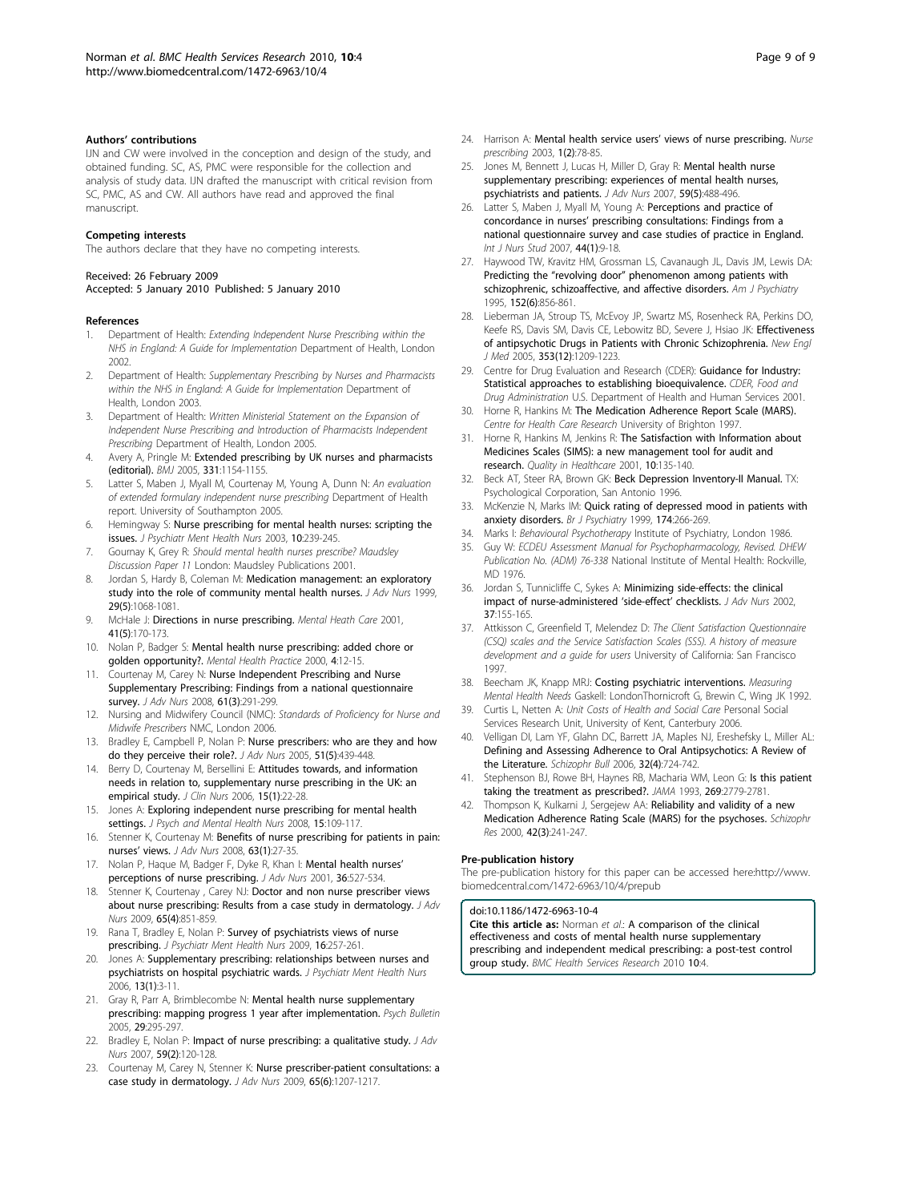#### Authors' contributions

IJN and CW were involved in the conception and design of the study, and obtained funding. SC, AS, PMC were responsible for the collection and analysis of study data. IJN drafted the manuscript with critical revision from SC, PMC, AS and CW. All authors have read and approved the final manuscript.

#### Competing interests

The authors declare that they have no competing interests.

Received: 26 February 2009
Accepted: 5 January 2010 Published: 5 January 2010

#### References

1. Department of Health: *Extending Independent Nurse Prescribing within the NHS in England: A Guide for Implementation* Department of Health, London 2002.
2. Department of Health: *Supplementary Prescribing by Nurses and Pharmacists within the NHS in England: A Guide for Implementation* Department of Health, London 2003.
3. Department of Health: *Written Ministerial Statement on the Expansion of Independent Nurse Prescribing and Introduction of Pharmacists Independent Prescribing* Department of Health, London 2005.
4. Avery A, Pringle M: **Extended prescribing by UK nurses and pharmacists (editorial).** *BMJ* 2005, **331**:1154-1155.
5. Latter S, Maben J, Myall M, Courtenay M, Young A, Dunn N: *An evaluation of extended formulary independent nurse prescribing* Department of Health report. University of Southampton 2005.
6. Hemingway S: **Nurse prescribing for mental health nurses: scripting the issues.** *J Psychiatr Ment Health Nurs* 2003, **10**:239-245.
7. Gournay K, Grey R: *Should mental health nurses prescribe? Maudsley Discussion Paper 11* London: Maudsley Publications 2001.
8. Jordan S, Hardy B, Coleman M: **Medication management: an exploratory study into the role of community mental health nurses.** *J Adv Nurs* 1999, **29(5)**:1068-1081.
9. McHale J: **Directions in nurse prescribing.** *Mental Heath Care* 2001, **41(5)**:170-173.
10. Nolan P, Badger S: **Mental health nurse prescribing: added chore or golden opportunity?.** *Mental Health Practice* 2000, **4**:12-15.
11. Courtenay M, Carey N: **Nurse Independent Prescribing and Nurse Supplementary Prescribing: Findings from a national questionnaire survey.** *J Adv Nurs* 2008, **61(3)**:291-299.
12. Nursing and Midwifery Council (NMC): *Standards of Proficiency for Nurse and Midwife Prescribers* NMC, London 2006.
13. Bradley E, Campbell P, Nolan P: **Nurse prescribers: who are they and how do they perceive their role?.** *J Adv Nurs* 2005, **51(5)**:439-448.
14. Berry D, Courtenay M, Bersellini E: **Attitudes towards, and information needs in relation to, supplementary nurse prescribing in the UK: an empirical study.** *J Clin Nurs* 2006, **15(1)**:22-28.
15. Jones A: **Exploring independent nurse prescribing for mental health settings.** *J Psych and Mental Health Nurs* 2008, **15**:109-117.
16. Stenner K, Courtenay M: **Benefits of nurse prescribing for patients in pain: nurses' views.** *J Adv Nurs* 2008, **63(1)**:27-35.
17. Nolan P, Haque M, Badger F, Dyke R, Khan I: **Mental health nurses' perceptions of nurse prescribing.** *J Adv Nurs* 2001, **36**:527-534.
18. Stenner K, Courtenay , Carey NJ: **Doctor and non nurse prescriber views about nurse prescribing: Results from a case study in dermatology.** *J Adv Nurs* 2009, **65(4)**:851-859.
19. Rana T, Bradley E, Nolan P: **Survey of psychiatrists views of nurse prescribing.** *J Psychiatr Ment Health Nurs* 2009, **16**:257-261.
20. Jones A: **Supplementary prescribing: relationships between nurses and psychiatrists on hospital psychiatric wards.** *J Psychiatr Ment Health Nurs* 2006, **13(1)**:3-11.
21. Gray R, Parr A, Brimblecombe N: **Mental health nurse supplementary prescribing: mapping progress 1 year after implementation.** *Psych Bulletin* 2005, **29**:295-297.
22. Bradley E, Nolan P: **Impact of nurse prescribing: a qualitative study.** *J Adv Nurs* 2007, **59(2)**:120-128.
23. Courtenay M, Carey N, Stenner K: **Nurse prescriber-patient consultations: a case study in dermatology.** *J Adv Nurs* 2009, **65(6)**:1207-1217.
24. Harrison A: **Mental health service users' views of nurse prescribing.** *Nurse prescribing* 2003, **1(2)**:78-85.
25. Jones M, Bennett J, Lucas H, Miller D, Gray R: **Mental health nurse supplementary prescribing: experiences of mental health nurses, psychiatrists and patients.** *J Adv Nurs* 2007, **59(5)**:488-496.
26. Latter S, Maben J, Myall M, Young A: **Perceptions and practice of concordance in nurses' prescribing consultations: Findings from a national questionnaire survey and case studies of practice in England.** *Int J Nurs Stud* 2007, **44(1)**:9-18.
27. Haywood TW, Kravitz HM, Grossman LS, Cavanaugh JL, Davis JM, Lewis DA: **Predicting the "revolving door" phenomenon among patients with schizophrenic, schizoaffective, and affective disorders.** *Am J Psychiatry* 1995, **152(6)**:856-861.
28. Lieberman JA, Stroup TS, McEvoy JP, Swartz MS, Rosenheck RA, Perkins DO, Keefe RS, Davis SM, Davis CE, Lebowitz BD, Severe J, Hsiao JK: **Effectiveness of antipsychotic Drugs in Patients with Chronic Schizophrenia.** *New Engl J Med* 2005, **353(12)**:1209-1223.
29. Centre for Drug Evaluation and Research (CDER): **Guidance for Industry: Statistical approaches to establishing bioequivalence.** *CDER, Food and Drug Administration* U.S. Department of Health and Human Services 2001.
30. Horne R, Hankins M: **The Medication Adherence Report Scale (MARS).** *Centre for Health Care Research* University of Brighton 1997.
31. Horne R, Hankins M, Jenkins R: **The Satisfaction with Information about Medicines Scales (SIMS): a new management tool for audit and research.** *Quality in Healthcare* 2001, **10**:135-140.
32. Beck AT, Steer RA, Brown GK: **Beck Depression Inventory-II Manual.** TX: Psychological Corporation, San Antonio 1996.
33. McKenzie N, Marks IM: **Quick rating of depressed mood in patients with anxiety disorders.** *Br J Psychiatry* 1999, **174**:266-269.
34. Marks I: *Behavioural Psychotherapy* Institute of Psychiatry, London 1986.
35. Guy W: *ECDEU Assessment Manual for Psychopharmacology, Revised. DHEW Publication No. (ADM) 76-338* National Institute of Mental Health: Rockville, MD 1976.
36. Jordan S, Tunnicliffe C, Sykes A: **Minimizing side-effects: the clinical impact of nurse-administered 'side-effect' checklists.** *J Adv Nurs* 2002, **37**:155-165.
37. Attkisson C, Greenfield T, Melendez D: *The Client Satisfaction Questionnaire (CSQ) scales and the Service Satisfaction Scales (SSS). A history of measure development and a guide for users* University of California: San Francisco 1997.
38. Beecham JK, Knapp MRJ: **Costing psychiatric interventions.** *Measuring Mental Health Needs* Gaskell: LondonThornicroft G, Brewin C, Wing JK 1992.
39. Curtis L, Netten A: *Unit Costs of Health and Social Care* Personal Social Services Research Unit, University of Kent, Canterbury 2006.
40. Velligan DI, Lam YF, Glahn DC, Barrett JA, Maples NJ, Ereshefsky L, Miller AL: **Defining and Assessing Adherence to Oral Antipsychotics: A Review of the Literature.** *Schizophr Bull* 2006, **32(4)**:724-742.
41. Stephenson BJ, Rowe BH, Haynes RB, Macharia WM, Leon G: **Is this patient taking the treatment as prescribed?.** *JAMA* 1993, **269**:2779-2781.
42. Thompson K, Kulkarni J, Sergejew AA: **Reliability and validity of a new Medication Adherence Rating Scale (MARS) for the psychoses.** *Schizophr Res* 2000, **42(3)**:241-247.

#### Pre-publication history

The pre-publication history for this paper can be accessed here:http://www.biomedcentral.com/1472-6963/10/4/prepub

doi:10.1186/1472-6963-10-4

**Cite this article as:** Norman *et al.*: A comparison of the clinical effectiveness and costs of mental health nurse supplementary prescribing and independent medical prescribing: a post-test control group study. *BMC Health Services Research* 2010 **10**:4.